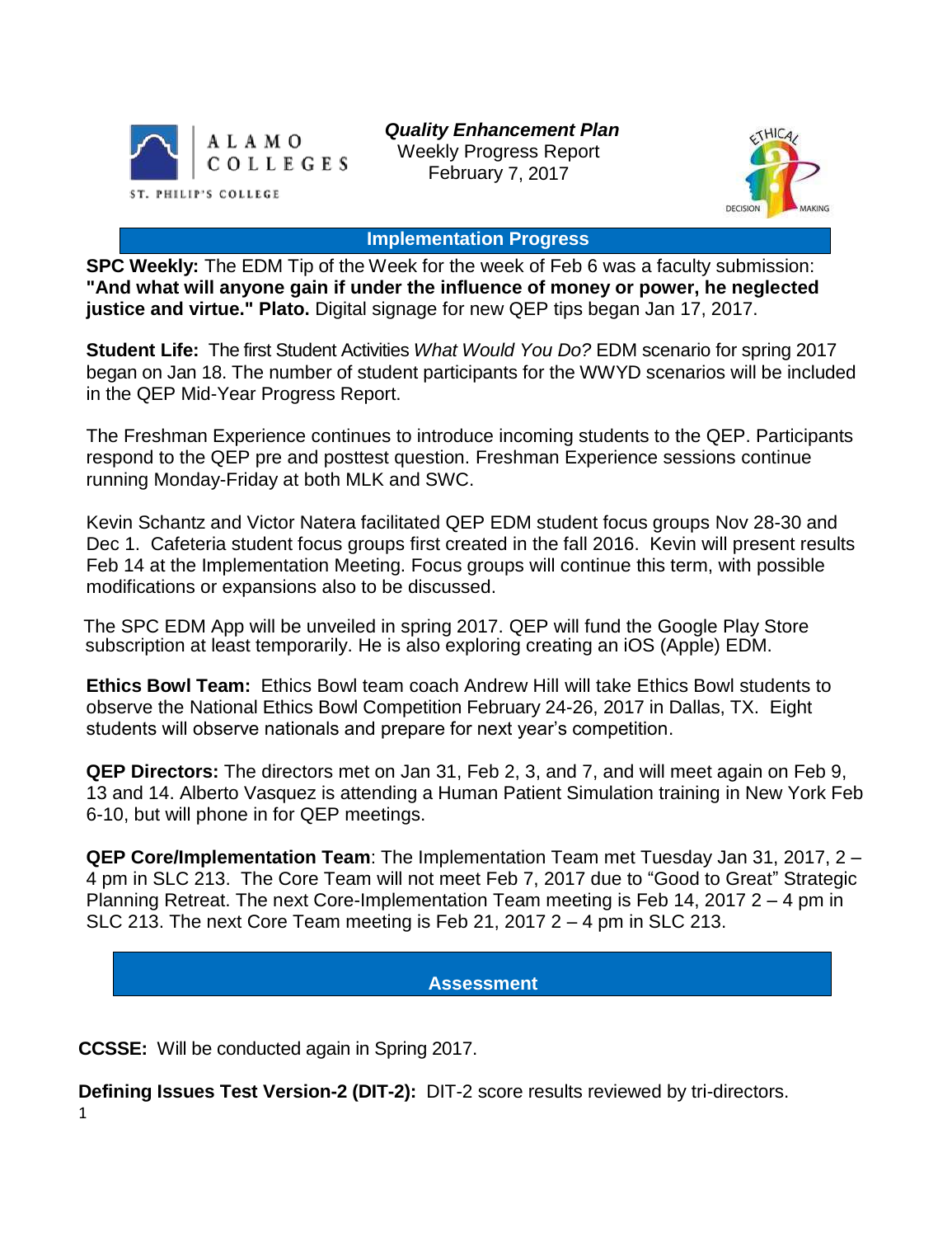ALAMO COLLEGES

ST. PHILIP'S COLLEGE

***Quality Enhancement Plan***
Weekly Progress Report
February 7, 2017

## Implementation Progress

**SPC Weekly:** The EDM Tip of the Week for the week of Feb 6 was a faculty submission: **"And what will anyone gain if under the influence of money or power, he neglected justice and virtue." Plato.** Digital signage for new QEP tips began Jan 17, 2017.

**Student Life:** The first Student Activities *What Would You Do?* EDM scenario for spring 2017 began on Jan 18. The number of student participants for the WWYD scenarios will be included in the QEP Mid-Year Progress Report.

The Freshman Experience continues to introduce incoming students to the QEP. Participants respond to the QEP pre and posttest question. Freshman Experience sessions continue running Monday-Friday at both MLK and SWC.

Kevin Schantz and Victor Natera facilitated QEP EDM student focus groups Nov 28-30 and Dec 1. Cafeteria student focus groups first created in the fall 2016. Kevin will present results Feb 14 at the Implementation Meeting. Focus groups will continue this term, with possible modifications or expansions also to be discussed.

The SPC EDM App will be unveiled in spring 2017. QEP will fund the Google Play Store subscription at least temporarily. He is also exploring creating an iOS (Apple) EDM.

**Ethics Bowl Team:** Ethics Bowl team coach Andrew Hill will take Ethics Bowl students to observe the National Ethics Bowl Competition February 24-26, 2017 in Dallas, TX. Eight students will observe nationals and prepare for next year's competition.

**QEP Directors:** The directors met on Jan 31, Feb 2, 3, and 7, and will meet again on Feb 9, 13 and 14. Alberto Vasquez is attending a Human Patient Simulation training in New York Feb 6-10, but will phone in for QEP meetings.

**QEP Core/Implementation Team**: The Implementation Team met Tuesday Jan 31, 2017, 2 – 4 pm in SLC 213. The Core Team will not meet Feb 7, 2017 due to "Good to Great" Strategic Planning Retreat. The next Core-Implementation Team meeting is Feb 14, 2017 2 – 4 pm in SLC 213. The next Core Team meeting is Feb 21, 2017 2 – 4 pm in SLC 213.

## Assessment

**CCSSE:** Will be conducted again in Spring 2017.

**Defining Issues Test Version-2 (DIT-2):** DIT-2 score results reviewed by tri-directors.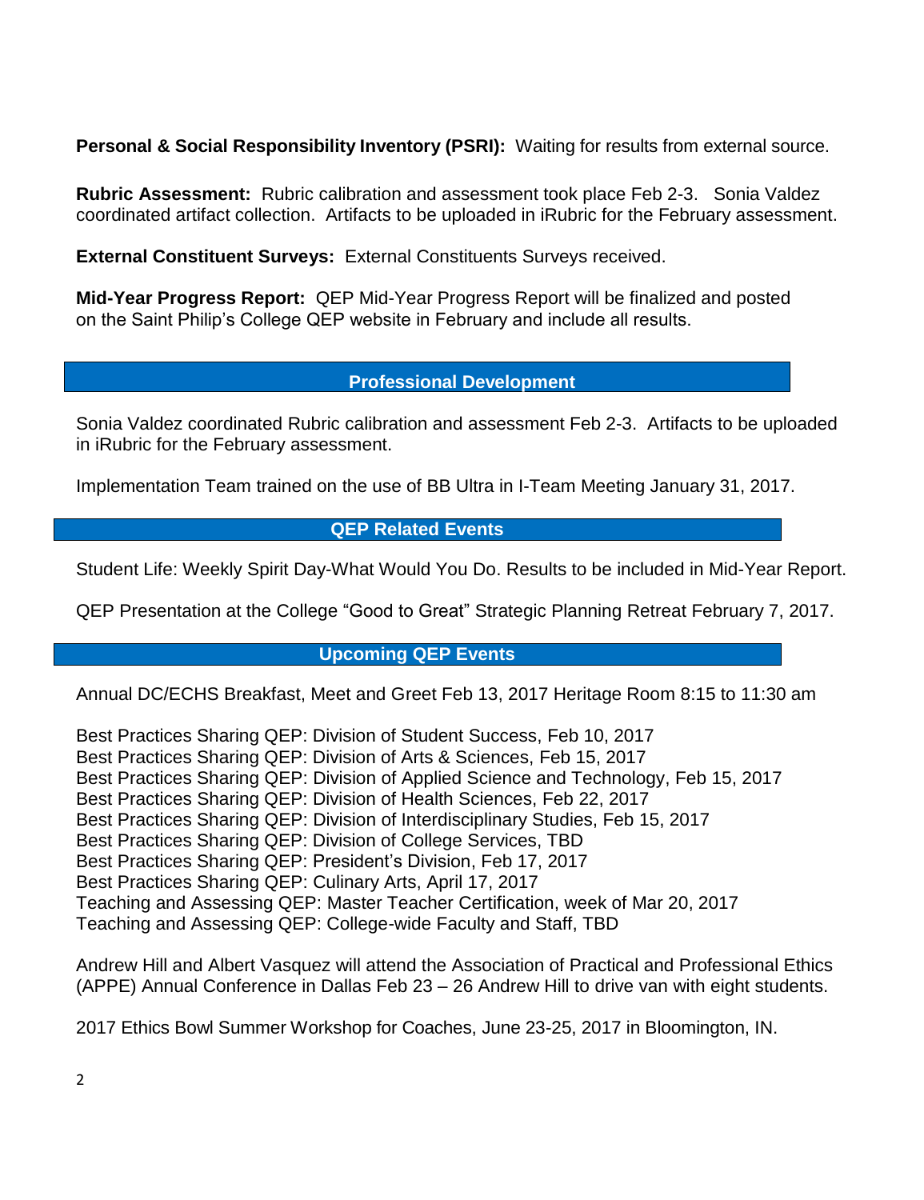**Personal & Social Responsibility Inventory (PSRI):** Waiting for results from external source.

**Rubric Assessment:** Rubric calibration and assessment took place Feb 2-3. Sonia Valdez coordinated artifact collection. Artifacts to be uploaded in iRubric for the February assessment.

**External Constituent Surveys:** External Constituents Surveys received.

**Mid-Year Progress Report:** QEP Mid-Year Progress Report will be finalized and posted on the Saint Philip's College QEP website in February and include all results.

## Professional Development

Sonia Valdez coordinated Rubric calibration and assessment Feb 2-3. Artifacts to be uploaded in iRubric for the February assessment.

Implementation Team trained on the use of BB Ultra in I-Team Meeting January 31, 2017.

## QEP Related Events

Student Life: Weekly Spirit Day-What Would You Do. Results to be included in Mid-Year Report.

QEP Presentation at the College "Good to Great" Strategic Planning Retreat February 7, 2017.

## Upcoming QEP Events

Annual DC/ECHS Breakfast, Meet and Greet Feb 13, 2017 Heritage Room 8:15 to 11:30 am

Best Practices Sharing QEP: Division of Student Success, Feb 10, 2017
Best Practices Sharing QEP: Division of Arts & Sciences, Feb 15, 2017
Best Practices Sharing QEP: Division of Applied Science and Technology, Feb 15, 2017
Best Practices Sharing QEP: Division of Health Sciences, Feb 22, 2017
Best Practices Sharing QEP: Division of Interdisciplinary Studies, Feb 15, 2017
Best Practices Sharing QEP: Division of College Services, TBD
Best Practices Sharing QEP: President's Division, Feb 17, 2017
Best Practices Sharing QEP: Culinary Arts, April 17, 2017
Teaching and Assessing QEP: Master Teacher Certification, week of Mar 20, 2017
Teaching and Assessing QEP: College-wide Faculty and Staff, TBD

Andrew Hill and Albert Vasquez will attend the Association of Practical and Professional Ethics (APPE) Annual Conference in Dallas Feb 23 – 26 Andrew Hill to drive van with eight students.

2017 Ethics Bowl Summer Workshop for Coaches, June 23-25, 2017 in Bloomington, IN.